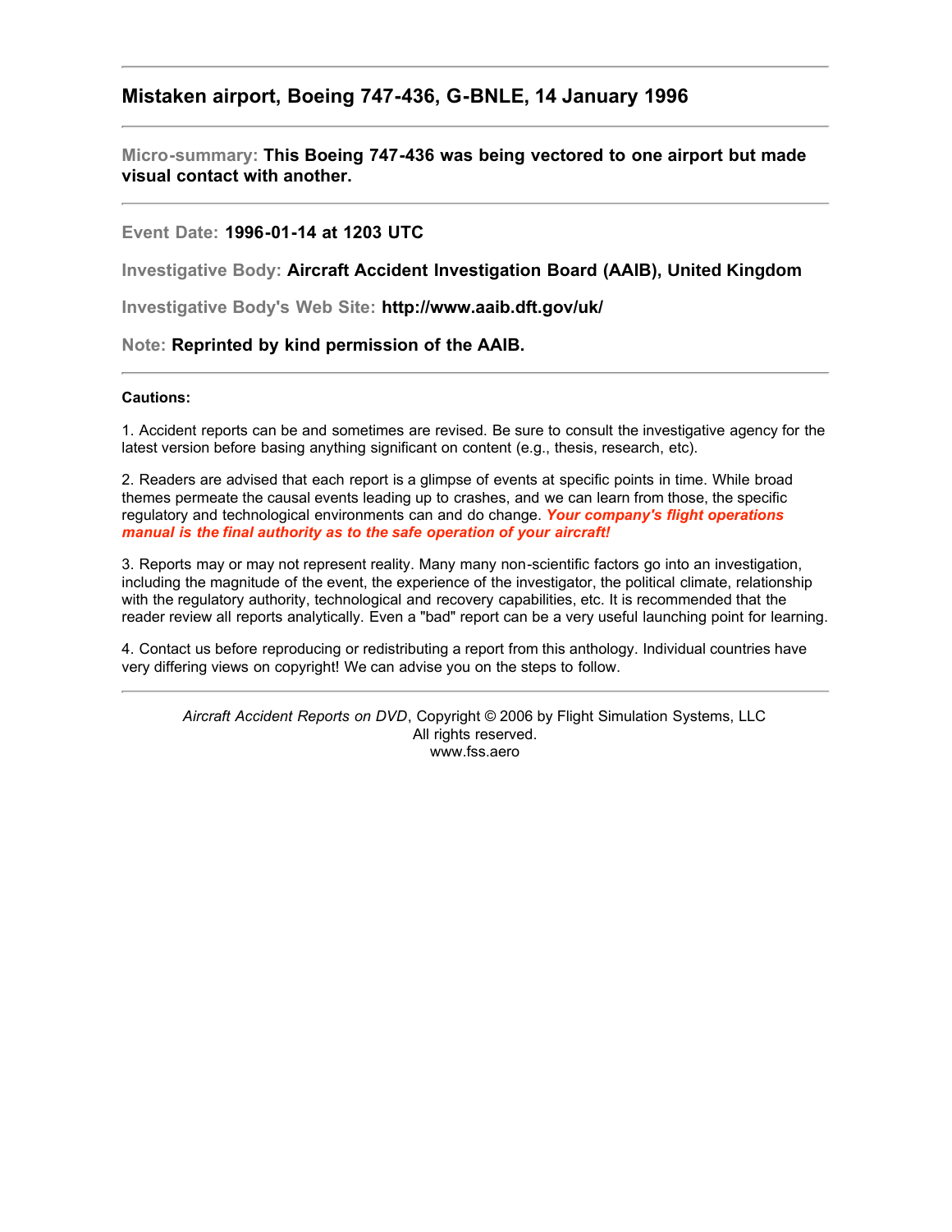## Mistaken airport, Boeing 747-436, G-BNLE, 14 January 1996

---

**Micro-summary:** **This Boeing 747-436 was being vectored to one airport but made visual contact with another.**

---

**Event Date:** **1996-01-14 at 1203 UTC**

**Investigative Body:** **Aircraft Accident Investigation Board (AAIB), United Kingdom**

**Investigative Body's Web Site:** **http://www.aaib.dft.gov/uk/**

**Note:** **Reprinted by kind permission of the AAIB.**

---

**Cautions:**

1. Accident reports can be and sometimes are revised. Be sure to consult the investigative agency for the latest version before basing anything significant on content (e.g., thesis, research, etc).

2. Readers are advised that each report is a glimpse of events at specific points in time. While broad themes permeate the causal events leading up to crashes, and we can learn from those, the specific regulatory and technological environments can and do change. ***Your company's flight operations manual is the final authority as to the safe operation of your aircraft!***

3. Reports may or may not represent reality. Many many non-scientific factors go into an investigation, including the magnitude of the event, the experience of the investigator, the political climate, relationship with the regulatory authority, technological and recovery capabilities, etc. It is recommended that the reader review all reports analytically. Even a "bad" report can be a very useful launching point for learning.

4. Contact us before reproducing or redistributing a report from this anthology. Individual countries have very differing views on copyright! We can advise you on the steps to follow.

---

*Aircraft Accident Reports on DVD*, Copyright © 2006 by Flight Simulation Systems, LLC
All rights reserved.
www.fss.aero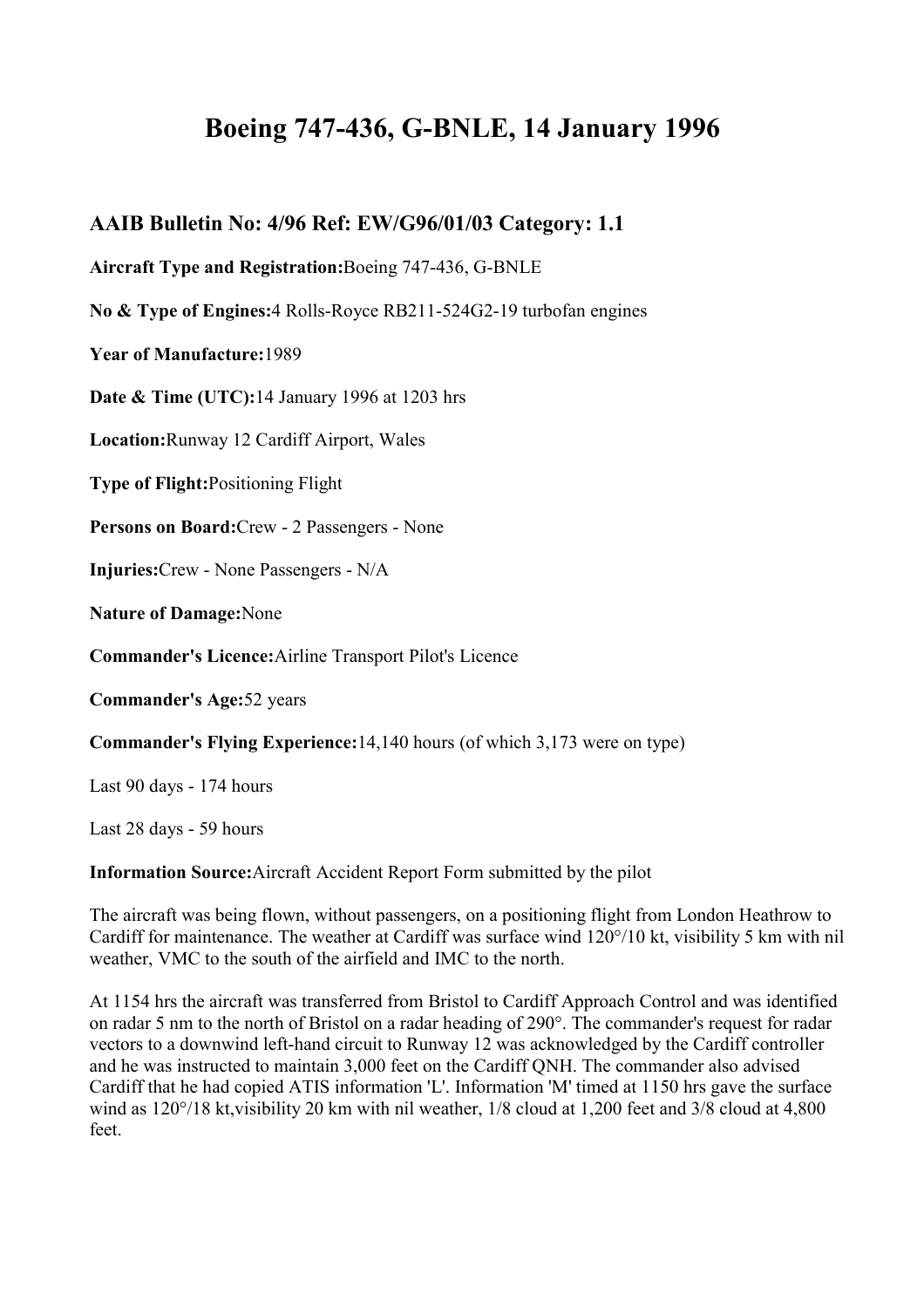# Boeing 747-436, G-BNLE, 14 January 1996

## AAIB Bulletin No: 4/96 Ref: EW/G96/01/03 Category: 1.1

**Aircraft Type and Registration:**Boeing 747-436, G-BNLE

**No & Type of Engines:**4 Rolls-Royce RB211-524G2-19 turbofan engines

**Year of Manufacture:**1989

**Date & Time (UTC):**14 January 1996 at 1203 hrs

**Location:**Runway 12 Cardiff Airport, Wales

**Type of Flight:**Positioning Flight

**Persons on Board:**Crew - 2 Passengers - None

**Injuries:**Crew - None Passengers - N/A

**Nature of Damage:**None

**Commander's Licence:**Airline Transport Pilot's Licence

**Commander's Age:**52 years

**Commander's Flying Experience:**14,140 hours (of which 3,173 were on type)

Last 90 days - 174 hours

Last 28 days - 59 hours

**Information Source:**Aircraft Accident Report Form submitted by the pilot

The aircraft was being flown, without passengers, on a positioning flight from London Heathrow to Cardiff for maintenance. The weather at Cardiff was surface wind 120°/10 kt, visibility 5 km with nil weather, VMC to the south of the airfield and IMC to the north.

At 1154 hrs the aircraft was transferred from Bristol to Cardiff Approach Control and was identified on radar 5 nm to the north of Bristol on a radar heading of 290°. The commander's request for radar vectors to a downwind left-hand circuit to Runway 12 was acknowledged by the Cardiff controller and he was instructed to maintain 3,000 feet on the Cardiff QNH. The commander also advised Cardiff that he had copied ATIS information 'L'. Information 'M' timed at 1150 hrs gave the surface wind as 120°/18 kt,visibility 20 km with nil weather, 1/8 cloud at 1,200 feet and 3/8 cloud at 4,800 feet.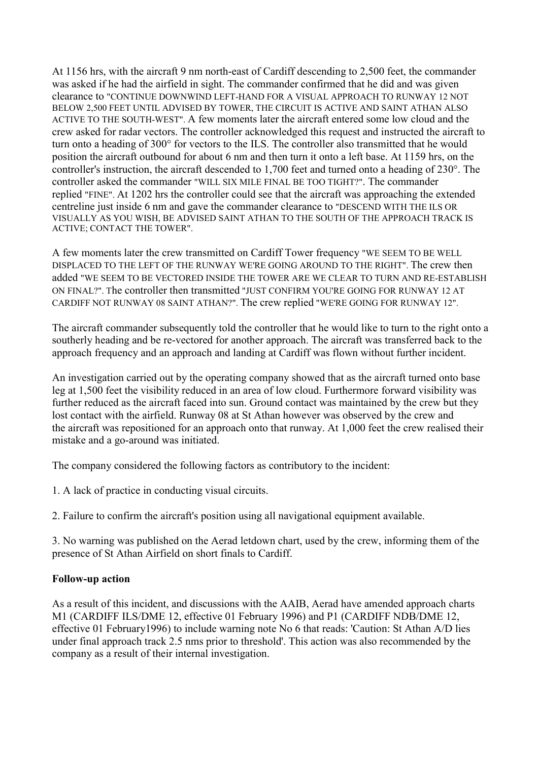At 1156 hrs, with the aircraft 9 nm north-east of Cardiff descending to 2,500 feet, the commander was asked if he had the airfield in sight. The commander confirmed that he did and was given clearance to "CONTINUE DOWNWIND LEFT-HAND FOR A VISUAL APPROACH TO RUNWAY 12 NOT BELOW 2,500 FEET UNTIL ADVISED BY TOWER, THE CIRCUIT IS ACTIVE AND SAINT ATHAN ALSO ACTIVE TO THE SOUTH-WEST". A few moments later the aircraft entered some low cloud and the crew asked for radar vectors. The controller acknowledged this request and instructed the aircraft to turn onto a heading of 300° for vectors to the ILS. The controller also transmitted that he would position the aircraft outbound for about 6 nm and then turn it onto a left base. At 1159 hrs, on the controller's instruction, the aircraft descended to 1,700 feet and turned onto a heading of 230°. The controller asked the commander "WILL SIX MILE FINAL BE TOO TIGHT?". The commander replied "FINE". At 1202 hrs the controller could see that the aircraft was approaching the extended centreline just inside 6 nm and gave the commander clearance to "DESCEND WITH THE ILS OR VISUALLY AS YOU WISH, BE ADVISED SAINT ATHAN TO THE SOUTH OF THE APPROACH TRACK IS ACTIVE; CONTACT THE TOWER".

A few moments later the crew transmitted on Cardiff Tower frequency "WE SEEM TO BE WELL DISPLACED TO THE LEFT OF THE RUNWAY WE'RE GOING AROUND TO THE RIGHT". The crew then added "WE SEEM TO BE VECTORED INSIDE THE TOWER ARE WE CLEAR TO TURN AND RE-ESTABLISH ON FINAL?". The controller then transmitted "JUST CONFIRM YOU'RE GOING FOR RUNWAY 12 AT CARDIFF NOT RUNWAY 08 SAINT ATHAN?". The crew replied "WE'RE GOING FOR RUNWAY 12".

The aircraft commander subsequently told the controller that he would like to turn to the right onto a southerly heading and be re-vectored for another approach. The aircraft was transferred back to the approach frequency and an approach and landing at Cardiff was flown without further incident.

An investigation carried out by the operating company showed that as the aircraft turned onto base leg at 1,500 feet the visibility reduced in an area of low cloud. Furthermore forward visibility was further reduced as the aircraft faced into sun. Ground contact was maintained by the crew but they lost contact with the airfield. Runway 08 at St Athan however was observed by the crew and the aircraft was repositioned for an approach onto that runway. At 1,000 feet the crew realised their mistake and a go-around was initiated.

The company considered the following factors as contributory to the incident:

1. A lack of practice in conducting visual circuits.

2. Failure to confirm the aircraft's position using all navigational equipment available.

3. No warning was published on the Aerad letdown chart, used by the crew, informing them of the presence of St Athan Airfield on short finals to Cardiff.

**Follow-up action**

As a result of this incident, and discussions with the AAIB, Aerad have amended approach charts M1 (CARDIFF ILS/DME 12, effective 01 February 1996) and P1 (CARDIFF NDB/DME 12, effective 01 February1996) to include warning note No 6 that reads: 'Caution: St Athan A/D lies under final approach track 2.5 nms prior to threshold'. This action was also recommended by the company as a result of their internal investigation.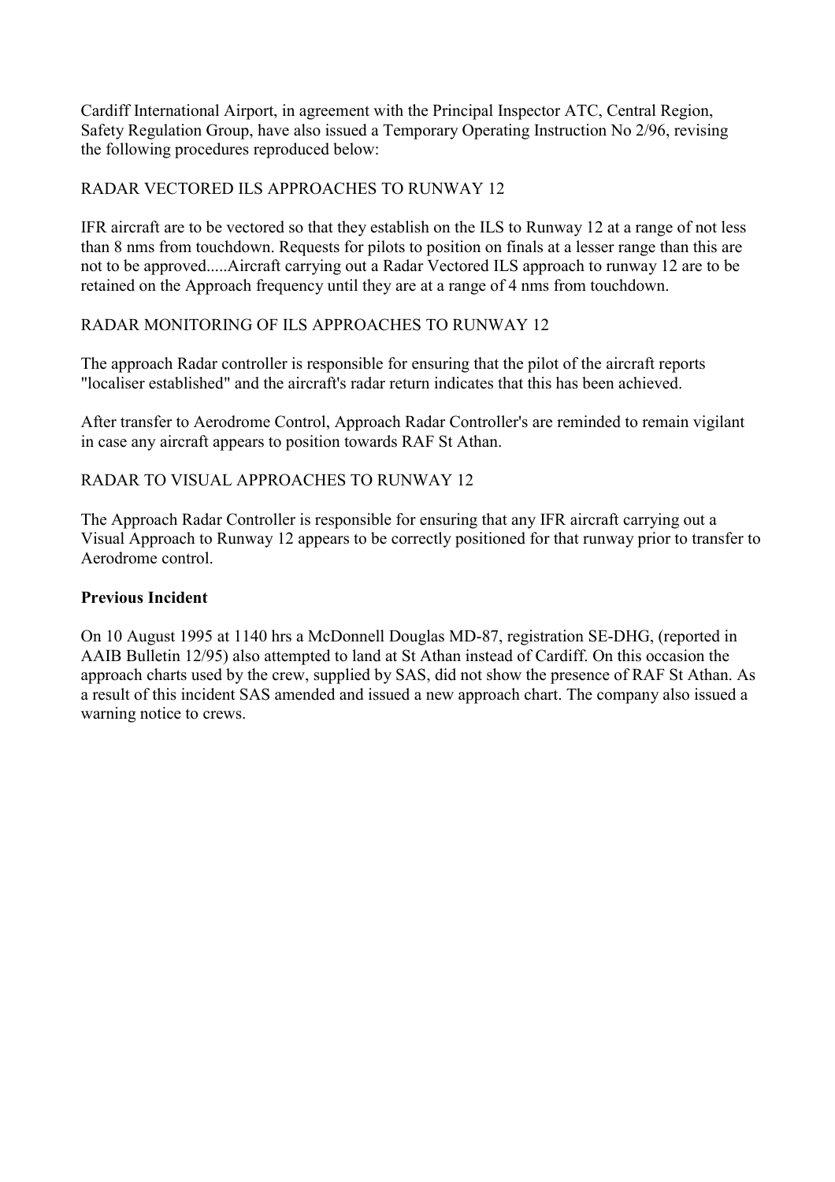Cardiff International Airport, in agreement with the Principal Inspector ATC, Central Region, Safety Regulation Group, have also issued a Temporary Operating Instruction No 2/96, revising the following procedures reproduced below:

RADAR VECTORED ILS APPROACHES TO RUNWAY 12

IFR aircraft are to be vectored so that they establish on the ILS to Runway 12 at a range of not less than 8 nms from touchdown. Requests for pilots to position on finals at a lesser range than this are not to be approved.....Aircraft carrying out a Radar Vectored ILS approach to runway 12 are to be retained on the Approach frequency until they are at a range of 4 nms from touchdown.

RADAR MONITORING OF ILS APPROACHES TO RUNWAY 12

The approach Radar controller is responsible for ensuring that the pilot of the aircraft reports "localiser established" and the aircraft's radar return indicates that this has been achieved.

After transfer to Aerodrome Control, Approach Radar Controller's are reminded to remain vigilant in case any aircraft appears to position towards RAF St Athan.

RADAR TO VISUAL APPROACHES TO RUNWAY 12

The Approach Radar Controller is responsible for ensuring that any IFR aircraft carrying out a Visual Approach to Runway 12 appears to be correctly positioned for that runway prior to transfer to Aerodrome control.

**Previous Incident**

On 10 August 1995 at 1140 hrs a McDonnell Douglas MD-87, registration SE-DHG, (reported in AAIB Bulletin 12/95) also attempted to land at St Athan instead of Cardiff. On this occasion the approach charts used by the crew, supplied by SAS, did not show the presence of RAF St Athan. As a result of this incident SAS amended and issued a new approach chart. The company also issued a warning notice to crews.